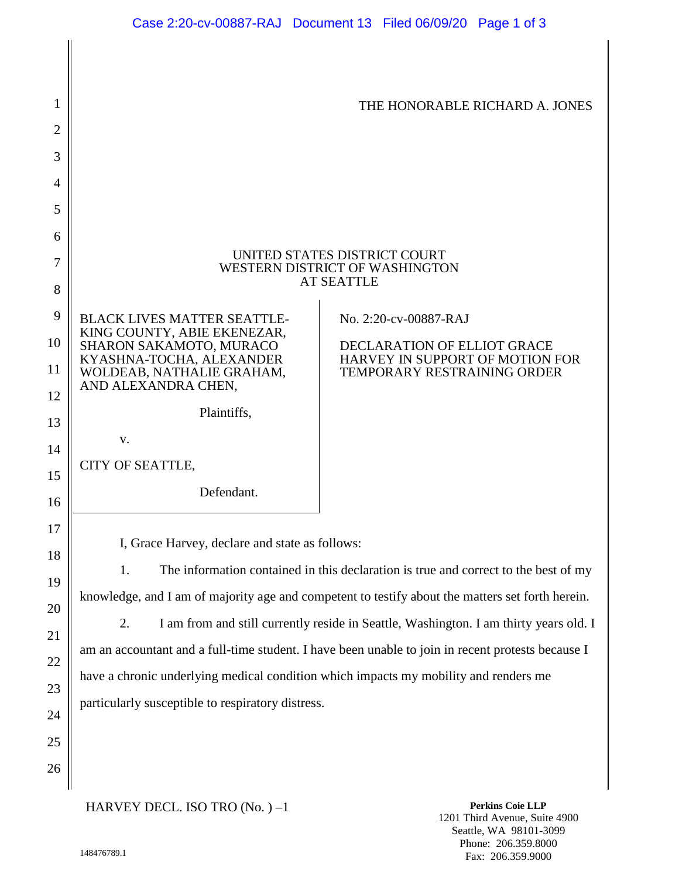THE HONORABLE RICHARD A. JONES

UNITED STATES DISTRICT COURT
WESTERN DISTRICT OF WASHINGTON
AT SEATTLE

BLACK LIVES MATTER SEATTLE-KING COUNTY, ABIE EKENEZAR, SHARON SAKAMOTO, MURACO KYASHNA-TOCHA, ALEXANDER WOLDEAB, NATHALIE GRAHAM, AND ALEXANDRA CHEN,

Plaintiffs,

v.

CITY OF SEATTLE,

Defendant.

No. 2:20-cv-00887-RAJ

DECLARATION OF ELLIOT GRACE HARVEY IN SUPPORT OF MOTION FOR TEMPORARY RESTRAINING ORDER

I, Grace Harvey, declare and state as follows:

1. The information contained in this declaration is true and correct to the best of my knowledge, and I am of majority age and competent to testify about the matters set forth herein.

2. I am from and still currently reside in Seattle, Washington. I am thirty years old. I am an accountant and a full-time student. I have been unable to join in recent protests because I have a chronic underlying medical condition which impacts my mobility and renders me particularly susceptible to respiratory distress.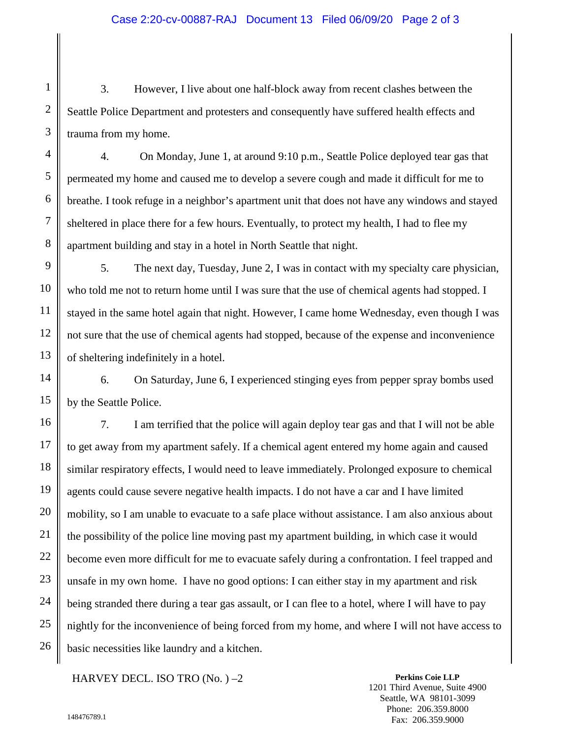3. However, I live about one half-block away from recent clashes between the Seattle Police Department and protesters and consequently have suffered health effects and trauma from my home.

4. On Monday, June 1, at around 9:10 p.m., Seattle Police deployed tear gas that permeated my home and caused me to develop a severe cough and made it difficult for me to breathe. I took refuge in a neighbor's apartment unit that does not have any windows and stayed sheltered in place there for a few hours. Eventually, to protect my health, I had to flee my apartment building and stay in a hotel in North Seattle that night.

5. The next day, Tuesday, June 2, I was in contact with my specialty care physician, who told me not to return home until I was sure that the use of chemical agents had stopped. I stayed in the same hotel again that night. However, I came home Wednesday, even though I was not sure that the use of chemical agents had stopped, because of the expense and inconvenience of sheltering indefinitely in a hotel.

6. On Saturday, June 6, I experienced stinging eyes from pepper spray bombs used by the Seattle Police.

7. I am terrified that the police will again deploy tear gas and that I will not be able to get away from my apartment safely. If a chemical agent entered my home again and caused similar respiratory effects, I would need to leave immediately. Prolonged exposure to chemical agents could cause severe negative health impacts. I do not have a car and I have limited mobility, so I am unable to evacuate to a safe place without assistance. I am also anxious about the possibility of the police line moving past my apartment building, in which case it would become even more difficult for me to evacuate safely during a confrontation. I feel trapped and unsafe in my own home. I have no good options: I can either stay in my apartment and risk being stranded there during a tear gas assault, or I can flee to a hotel, where I will have to pay nightly for the inconvenience of being forced from my home, and where I will not have access to basic necessities like laundry and a kitchen.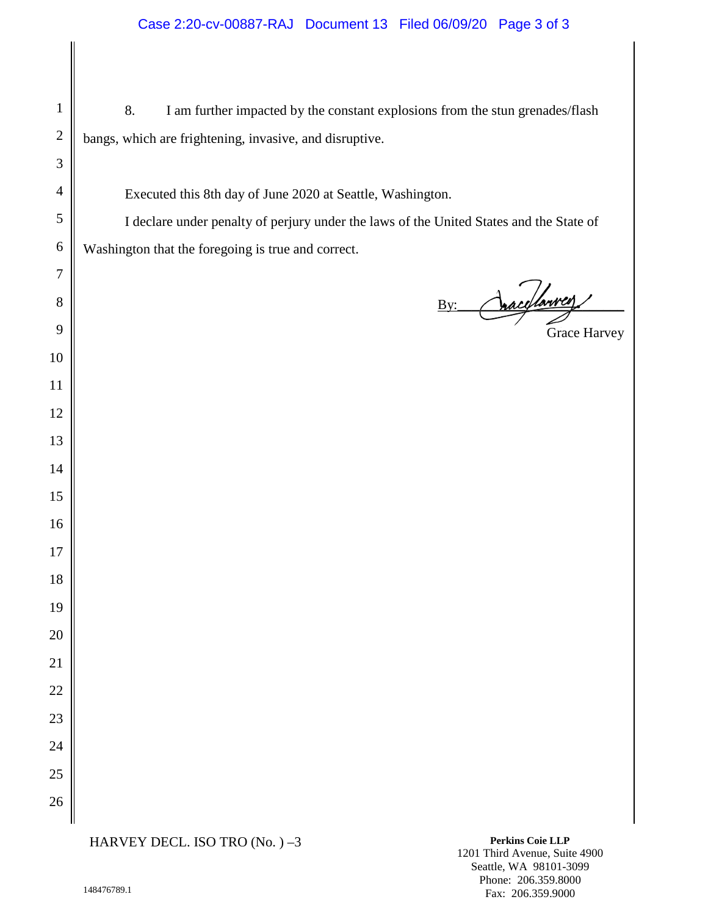8. I am further impacted by the constant explosions from the stun grenades/flash bangs, which are frightening, invasive, and disruptive.

Executed this 8th day of June 2020 at Seattle, Washington.

I declare under penalty of perjury under the laws of the United States and the State of Washington that the foregoing is true and correct.

By: ______________________

Grace Harvey

HARVEY DECL. ISO TRO (No. ) –3

**Perkins Coie LLP**
1201 Third Avenue, Suite 4900
Seattle, WA 98101-3099
Phone: 206.359.8000
Fax: 206.359.9000

148476789.1